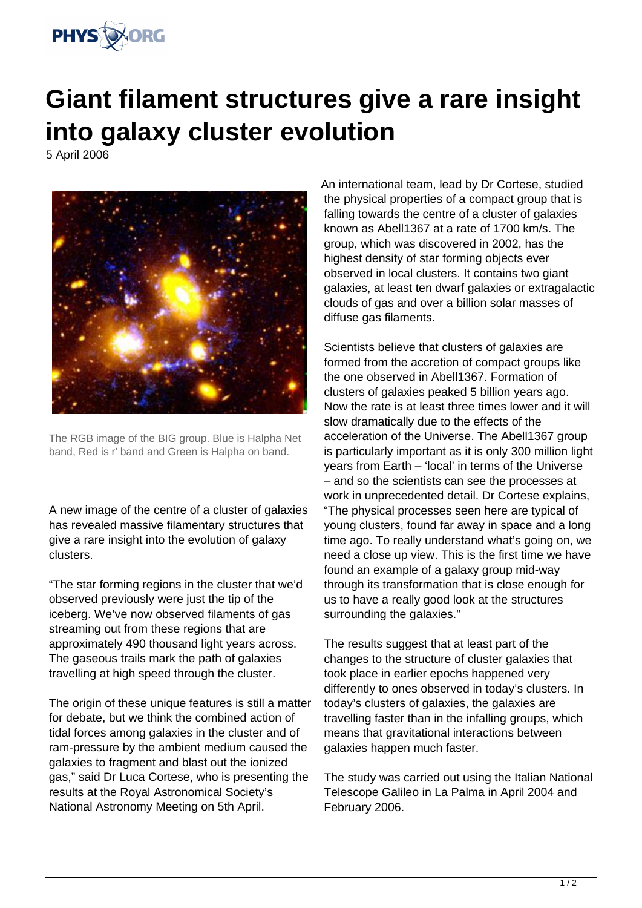# Giant filament structures give a rare insight into galaxy cluster evolution

5 April 2006

The RGB image of the BIG group. Blue is Halpha Net band, Red is r' band and Green is Halpha on band.

A new image of the centre of a cluster of galaxies has revealed massive filamentary structures that give a rare insight into the evolution of galaxy clusters.

"The star forming regions in the cluster that we'd observed previously were just the tip of the iceberg. We've now observed filaments of gas streaming out from these regions that are approximately 490 thousand light years across. The gaseous trails mark the path of galaxies travelling at high speed through the cluster.

The origin of these unique features is still a matter for debate, but we think the combined action of tidal forces among galaxies in the cluster and of ram-pressure by the ambient medium caused the galaxies to fragment and blast out the ionized gas," said Dr Luca Cortese, who is presenting the results at the Royal Astronomical Society's National Astronomy Meeting on 5th April.

An international team, lead by Dr Cortese, studied the physical properties of a compact group that is falling towards the centre of a cluster of galaxies known as Abell1367 at a rate of 1700 km/s. The group, which was discovered in 2002, has the highest density of star forming objects ever observed in local clusters. It contains two giant galaxies, at least ten dwarf galaxies or extragalactic clouds of gas and over a billion solar masses of diffuse gas filaments.

Scientists believe that clusters of galaxies are formed from the accretion of compact groups like the one observed in Abell1367. Formation of clusters of galaxies peaked 5 billion years ago. Now the rate is at least three times lower and it will slow dramatically due to the effects of the acceleration of the Universe. The Abell1367 group is particularly important as it is only 300 million light years from Earth – 'local' in terms of the Universe – and so the scientists can see the processes at work in unprecedented detail. Dr Cortese explains, "The physical processes seen here are typical of young clusters, found far away in space and a long time ago. To really understand what's going on, we need a close up view. This is the first time we have found an example of a galaxy group mid-way through its transformation that is close enough for us to have a really good look at the structures surrounding the galaxies."

The results suggest that at least part of the changes to the structure of cluster galaxies that took place in earlier epochs happened very differently to ones observed in today's clusters. In today's clusters of galaxies, the galaxies are travelling faster than in the infalling groups, which means that gravitational interactions between galaxies happen much faster.

The study was carried out using the Italian National Telescope Galileo in La Palma in April 2004 and February 2006.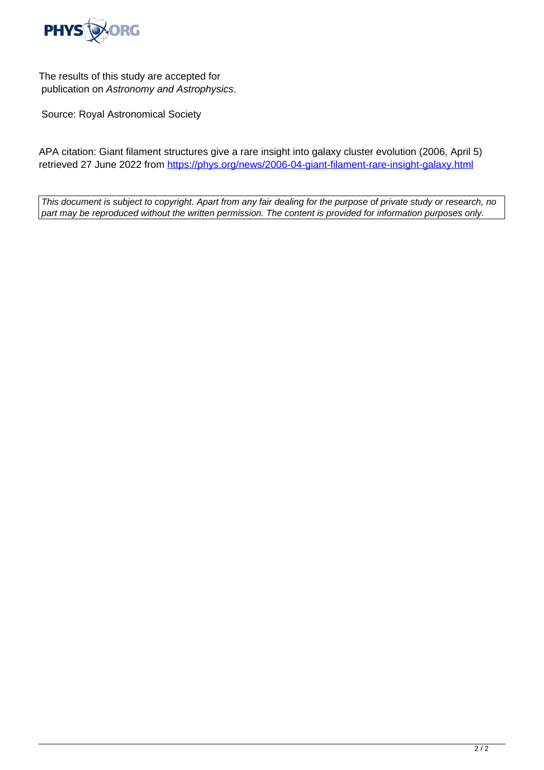The results of this study are accepted for publication on *Astronomy and Astrophysics*.

Source: Royal Astronomical Society

APA citation: Giant filament structures give a rare insight into galaxy cluster evolution (2006, April 5) retrieved 27 June 2022 from https://phys.org/news/2006-04-giant-filament-rare-insight-galaxy.html

*This document is subject to copyright. Apart from any fair dealing for the purpose of private study or research, no part may be reproduced without the written permission. The content is provided for information purposes only.*